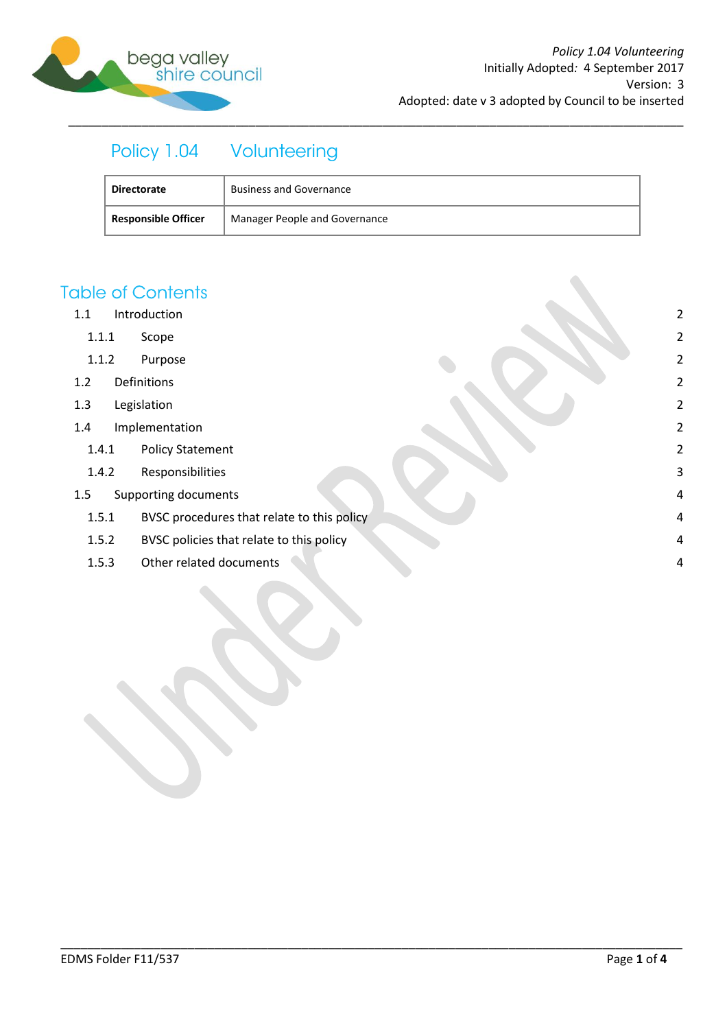# Policy 1.04 Volunteering

| Directorate | Business and Governance |
|---|---|
| Responsible Officer | Manager People and Governance |

## Table of Contents

- 1.1 Introduction 2
  - 1.1.1 Scope 2
  - 1.1.2 Purpose 2
- 1.2 Definitions 2
- 1.3 Legislation 2
- 1.4 Implementation 2
  - 1.4.1 Policy Statement 2
  - 1.4.2 Responsibilities 3
- 1.5 Supporting documents 4
  - 1.5.1 BVSC procedures that relate to this policy 4
  - 1.5.2 BVSC policies that relate to this policy 4
  - 1.5.3 Other related documents 4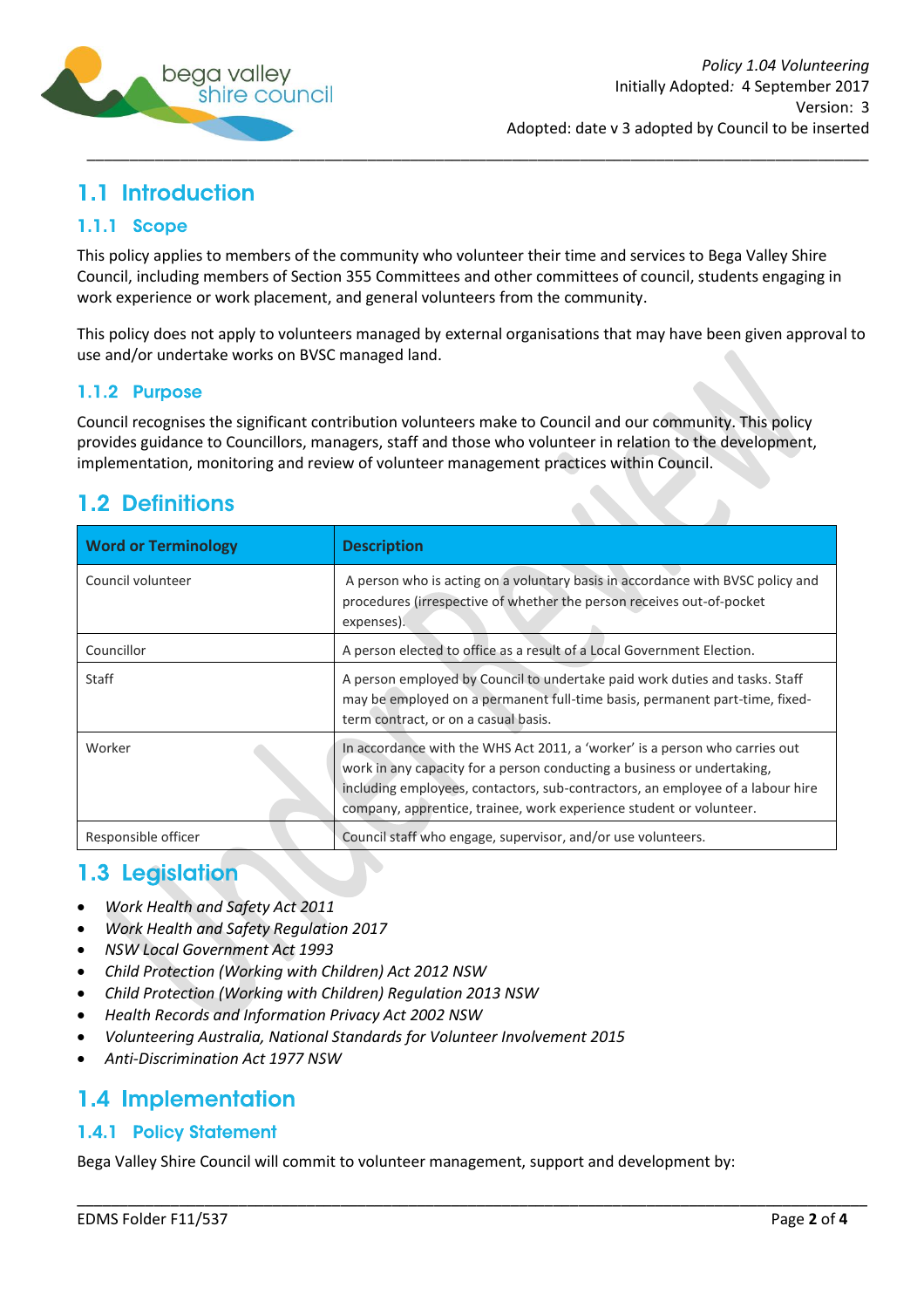## 1.1 Introduction

### 1.1.1 Scope

This policy applies to members of the community who volunteer their time and services to Bega Valley Shire Council, including members of Section 355 Committees and other committees of council, students engaging in work experience or work placement, and general volunteers from the community.

This policy does not apply to volunteers managed by external organisations that may have been given approval to use and/or undertake works on BVSC managed land.

### 1.1.2 Purpose

Council recognises the significant contribution volunteers make to Council and our community. This policy provides guidance to Councillors, managers, staff and those who volunteer in relation to the development, implementation, monitoring and review of volunteer management practices within Council.

## 1.2 Definitions

| Word or Terminology | Description |
|---|---|
| Council volunteer | A person who is acting on a voluntary basis in accordance with BVSC policy and procedures (irrespective of whether the person receives out-of-pocket expenses). |
| Councillor | A person elected to office as a result of a Local Government Election. |
| Staff | A person employed by Council to undertake paid work duties and tasks. Staff may be employed on a permanent full-time basis, permanent part-time, fixed-term contract, or on a casual basis. |
| Worker | In accordance with the WHS Act 2011, a 'worker' is a person who carries out work in any capacity for a person conducting a business or undertaking, including employees, contactors, sub-contractors, an employee of a labour hire company, apprentice, trainee, work experience student or volunteer. |
| Responsible officer | Council staff who engage, supervisor, and/or use volunteers. |

## 1.3 Legislation

- *Work Health and Safety Act 2011*
- *Work Health and Safety Regulation 2017*
- *NSW Local Government Act 1993*
- *Child Protection (Working with Children) Act 2012 NSW*
- *Child Protection (Working with Children) Regulation 2013 NSW*
- *Health Records and Information Privacy Act 2002 NSW*
- *Volunteering Australia, National Standards for Volunteer Involvement 2015*
- *Anti-Discrimination Act 1977 NSW*

## 1.4 Implementation

### 1.4.1 Policy Statement

Bega Valley Shire Council will commit to volunteer management, support and development by: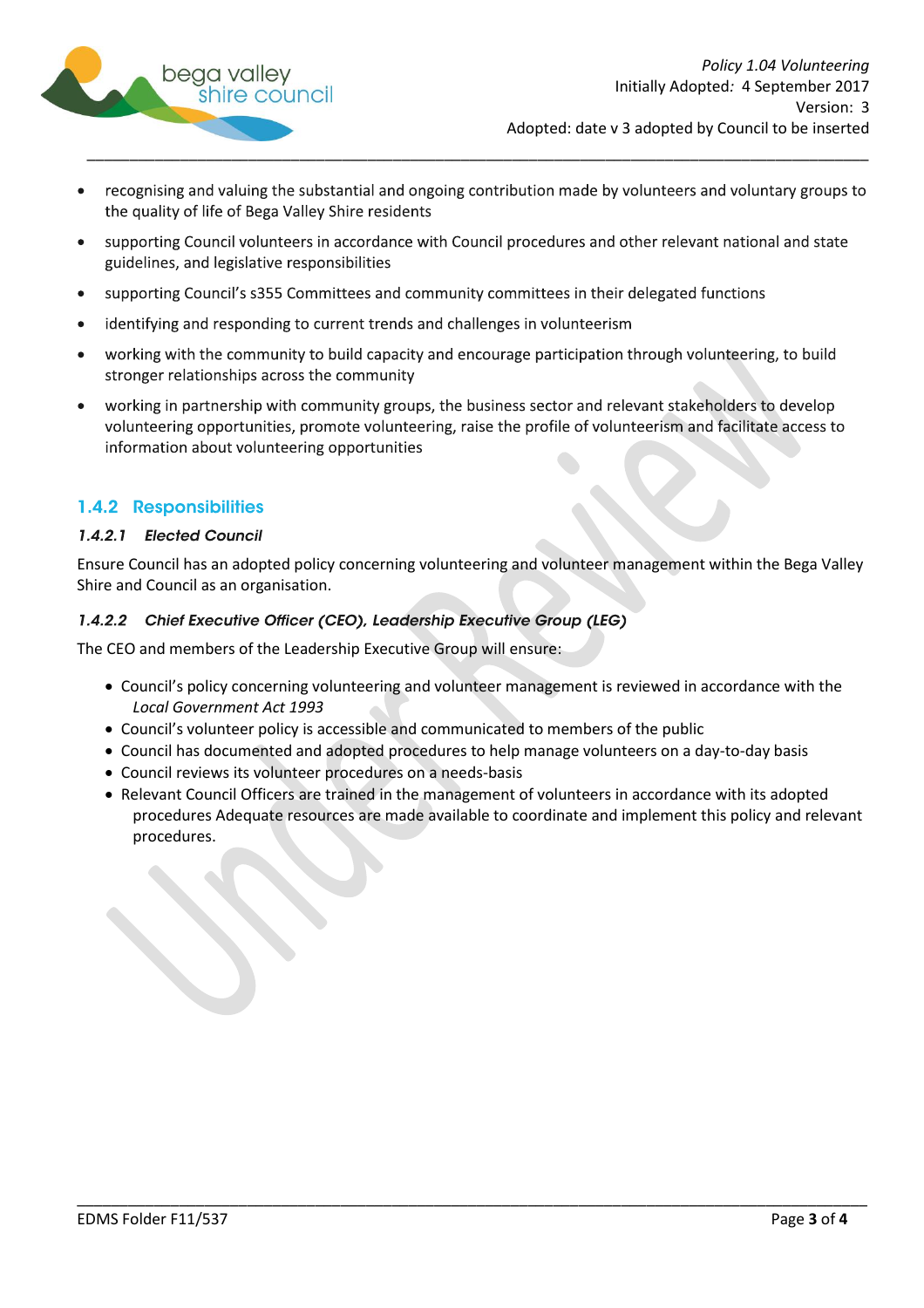- recognising and valuing the substantial and ongoing contribution made by volunteers and voluntary groups to the quality of life of Bega Valley Shire residents
- supporting Council volunteers in accordance with Council procedures and other relevant national and state guidelines, and legislative responsibilities
- supporting Council's s355 Committees and community committees in their delegated functions
- identifying and responding to current trends and challenges in volunteerism
- working with the community to build capacity and encourage participation through volunteering, to build stronger relationships across the community
- working in partnership with community groups, the business sector and relevant stakeholders to develop volunteering opportunities, promote volunteering, raise the profile of volunteerism and facilitate access to information about volunteering opportunities

## 1.4.2 Responsibilities

### *1.4.2.1 Elected Council*

Ensure Council has an adopted policy concerning volunteering and volunteer management within the Bega Valley Shire and Council as an organisation.

### *1.4.2.2 Chief Executive Officer (CEO), Leadership Executive Group (LEG)*

The CEO and members of the Leadership Executive Group will ensure:

- Council's policy concerning volunteering and volunteer management is reviewed in accordance with the *Local Government Act 1993*
- Council's volunteer policy is accessible and communicated to members of the public
- Council has documented and adopted procedures to help manage volunteers on a day-to-day basis
- Council reviews its volunteer procedures on a needs-basis
- Relevant Council Officers are trained in the management of volunteers in accordance with its adopted procedures Adequate resources are made available to coordinate and implement this policy and relevant procedures.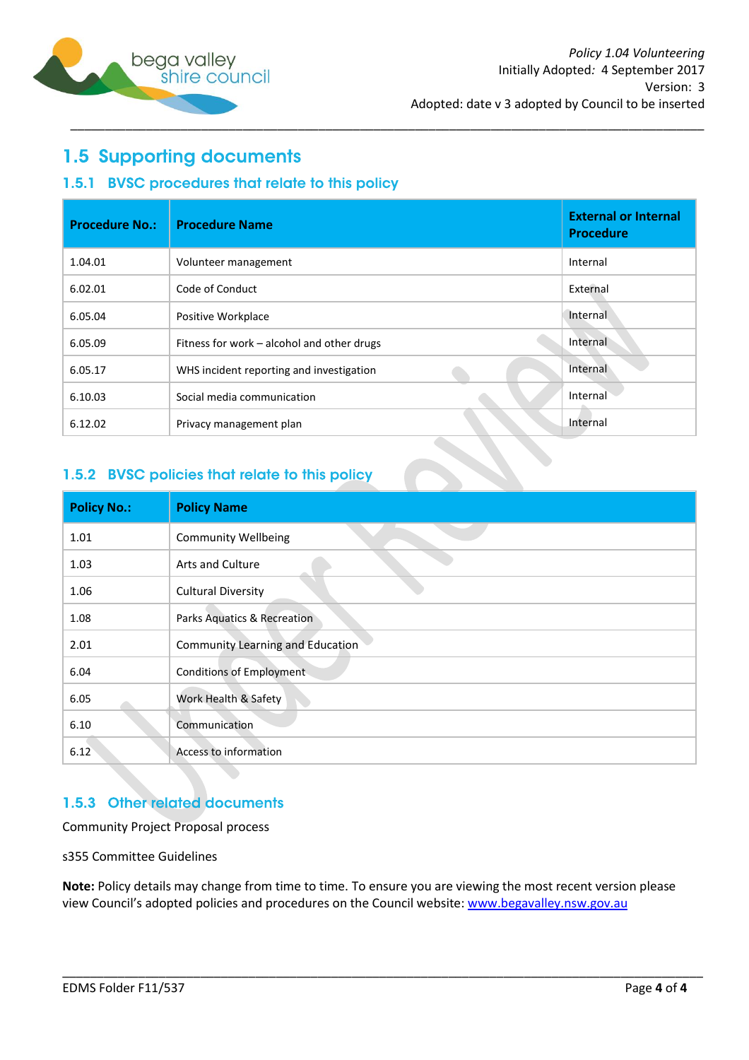## 1.5 Supporting documents

### 1.5.1 BVSC procedures that relate to this policy

| Procedure No.: | Procedure Name | External or Internal Procedure |
|---|---|---|
| 1.04.01 | Volunteer management | Internal |
| 6.02.01 | Code of Conduct | External |
| 6.05.04 | Positive Workplace | Internal |
| 6.05.09 | Fitness for work – alcohol and other drugs | Internal |
| 6.05.17 | WHS incident reporting and investigation | Internal |
| 6.10.03 | Social media communication | Internal |
| 6.12.02 | Privacy management plan | Internal |

### 1.5.2 BVSC policies that relate to this policy

| Policy No.: | Policy Name |
|---|---|
| 1.01 | Community Wellbeing |
| 1.03 | Arts and Culture |
| 1.06 | Cultural Diversity |
| 1.08 | Parks Aquatics & Recreation |
| 2.01 | Community Learning and Education |
| 6.04 | Conditions of Employment |
| 6.05 | Work Health & Safety |
| 6.10 | Communication |
| 6.12 | Access to information |

### 1.5.3 Other related documents

Community Project Proposal process

s355 Committee Guidelines

**Note:** Policy details may change from time to time. To ensure you are viewing the most recent version please view Council's adopted policies and procedures on the Council website: www.begavalley.nsw.gov.au

EDMS Folder F11/537